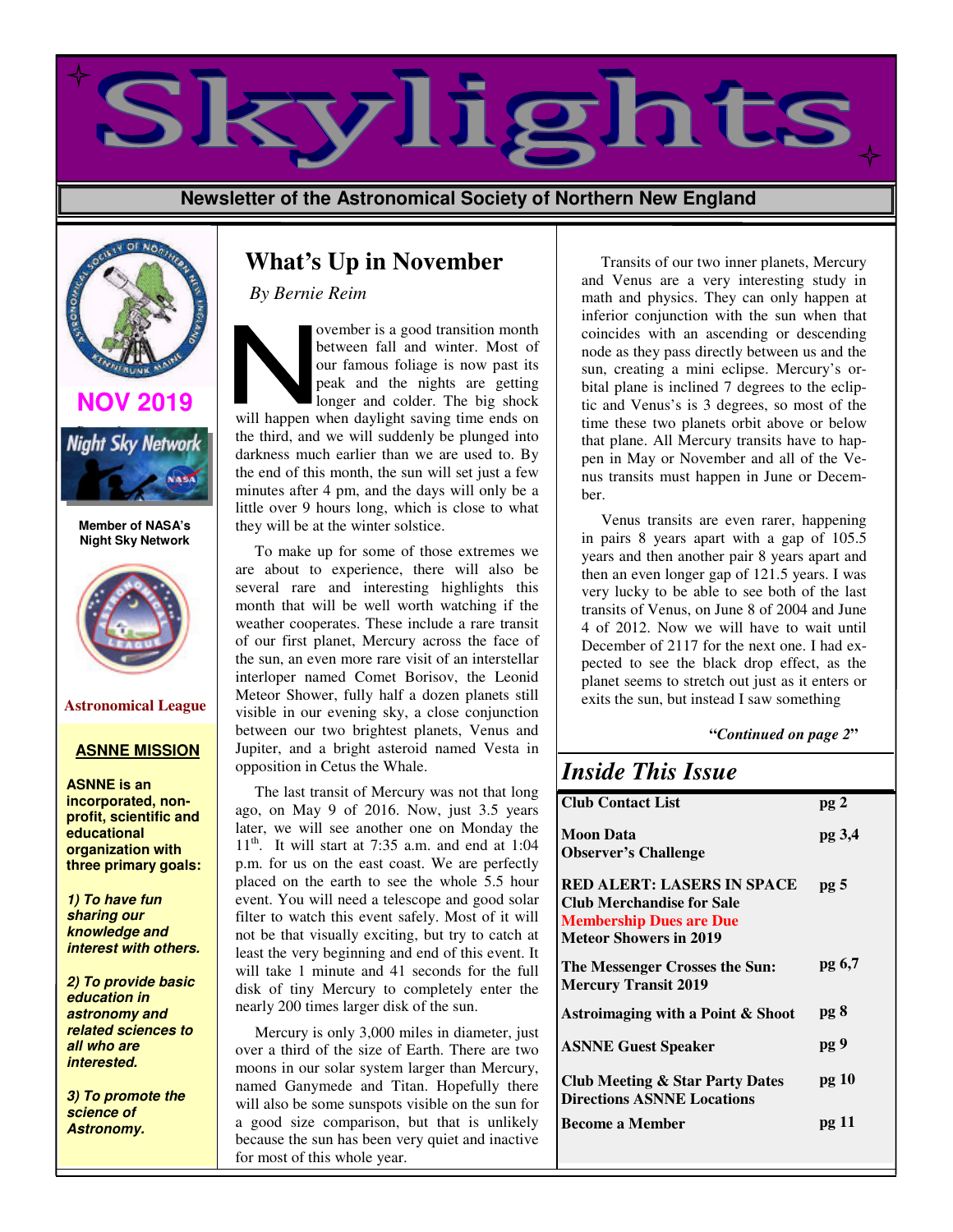# Skylights

**Newsletter of the Astronomical Society of Northern New England**

**NOV 2019**

**Member of NASA's Night Sky Network**

**Astronomical League**

### ASNNE MISSION

**ASNNE is an incorporated, non-profit, scientific and educational organization with three primary goals:**

***1) To have fun sharing our knowledge and interest with others.***

***2) To provide basic education in astronomy and related sciences to all who are interested.***

***3) To promote the science of Astronomy.***

## What's Up in November

*By Bernie Reim*

November is a good transition month between fall and winter. Most of our famous foliage is now past its peak and the nights are getting longer and colder. The big shock will happen when daylight saving time ends on the third, and we will suddenly be plunged into darkness much earlier than we are used to. By the end of this month, the sun will set just a few minutes after 4 pm, and the days will only be a little over 9 hours long, which is close to what they will be at the winter solstice.

To make up for some of those extremes we are about to experience, there will also be several rare and interesting highlights this month that will be well worth watching if the weather cooperates. These include a rare transit of our first planet, Mercury across the face of the sun, an even more rare visit of an interstellar interloper named Comet Borisov, the Leonid Meteor Shower, fully half a dozen planets still visible in our evening sky, a close conjunction between our two brightest planets, Venus and Jupiter, and a bright asteroid named Vesta in opposition in Cetus the Whale.

The last transit of Mercury was not that long ago, on May 9 of 2016. Now, just 3.5 years later, we will see another one on Monday the 11th. It will start at 7:35 a.m. and end at 1:04 p.m. for us on the east coast. We are perfectly placed on the earth to see the whole 5.5 hour event. You will need a telescope and good solar filter to watch this event safely. Most of it will not be that visually exciting, but try to catch at least the very beginning and end of this event. It will take 1 minute and 41 seconds for the full disk of tiny Mercury to completely enter the nearly 200 times larger disk of the sun.

Mercury is only 3,000 miles in diameter, just over a third of the size of Earth. There are two moons in our solar system larger than Mercury, named Ganymede and Titan. Hopefully there will also be some sunspots visible on the sun for a good size comparison, but that is unlikely because the sun has been very quiet and inactive for most of this whole year.

Transits of our two inner planets, Mercury and Venus are a very interesting study in math and physics. They can only happen at inferior conjunction with the sun when that coincides with an ascending or descending node as they pass directly between us and the sun, creating a mini eclipse. Mercury's orbital plane is inclined 7 degrees to the ecliptic and Venus's is 3 degrees, so most of the time these two planets orbit above or below that plane. All Mercury transits have to happen in May or November and all of the Venus transits must happen in June or December.

Venus transits are even rarer, happening in pairs 8 years apart with a gap of 105.5 years and then another pair 8 years apart and then an even longer gap of 121.5 years. I was very lucky to be able to see both of the last transits of Venus, on June 8 of 2004 and June 4 of 2012. Now we will have to wait until December of 2117 for the next one. I had expected to see the black drop effect, as the planet seems to stretch out just as it enters or exits the sun, but instead I saw something

***"Continued on page 2"***

## Inside This Issue

| | |
|---|---|
| **Club Contact List** | **pg 2** |
| **Moon Data**<br>**Observer's Challenge** | **pg 3,4** |
| **RED ALERT: LASERS IN SPACE**<br>**Club Merchandise for Sale**<br>**Membership Dues are Due**<br>**Meteor Showers in 2019** | **pg 5** |
| **The Messenger Crosses the Sun: Mercury Transit 2019** | **pg 6,7** |
| **Astroimaging with a Point & Shoot** | **pg 8** |
| **ASNNE Guest Speaker** | **pg 9** |
| **Club Meeting & Star Party Dates**<br>**Directions ASNNE Locations** | **pg 10** |
| **Become a Member** | **pg 11** |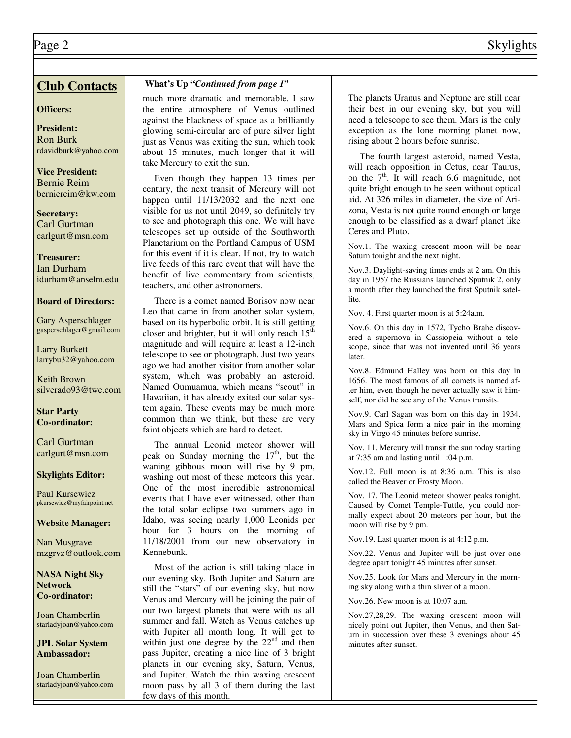## Club Contacts

**Officers:**

**President:**
Ron Burk
rdavidburk@yahoo.com

**Vice President:**
Bernie Reim
berniereim@kw.com

**Secretary:**
Carl Gurtman
carlgurt@msn.com

**Treasurer:**
Ian Durham
idurham@anselm.edu

**Board of Directors:**

Gary Asperschlager
gasperschlager@gmail.com

Larry Burkett
larrybu32@yahoo.com

Keith Brown
silverado93@twc.com

**Star Party Co-ordinator:**

Carl Gurtman
carlgurt@msn.com

**Skylights Editor:**

Paul Kursewicz
pkursewicz@myfairpoint.net

**Website Manager:**

Nan Musgrave
mzgrvz@outlook.com

**NASA Night Sky Network Co-ordinator:**

Joan Chamberlin
starladyjoan@yahoo.com

**JPL Solar System Ambassador:**

Joan Chamberlin
starladyjoan@yahoo.com

**What's Up "*Continued from page 1*"**

much more dramatic and memorable. I saw the entire atmosphere of Venus outlined against the blackness of space as a brilliantly glowing semi-circular arc of pure silver light just as Venus was exiting the sun, which took about 15 minutes, much longer that it will take Mercury to exit the sun.

Even though they happen 13 times per century, the next transit of Mercury will not happen until 11/13/2032 and the next one visible for us not until 2049, so definitely try to see and photograph this one. We will have telescopes set up outside of the Southworth Planetarium on the Portland Campus of USM for this event if it is clear. If not, try to watch live feeds of this rare event that will have the benefit of live commentary from scientists, teachers, and other astronomers.

There is a comet named Borisov now near Leo that came in from another solar system, based on its hyperbolic orbit. It is still getting closer and brighter, but it will only reach 15th magnitude and will require at least a 12-inch telescope to see or photograph. Just two years ago we had another visitor from another solar system, which was probably an asteroid. Named Oumuamua, which means "scout" in Hawaiian, it has already exited our solar system again. These events may be much more common than we think, but these are very faint objects which are hard to detect.

The annual Leonid meteor shower will peak on Sunday morning the 17th, but the waning gibbous moon will rise by 9 pm, washing out most of these meteors this year. One of the most incredible astronomical events that I have ever witnessed, other than the total solar eclipse two summers ago in Idaho, was seeing nearly 1,000 Leonids per hour for 3 hours on the morning of 11/18/2001 from our new observatory in Kennebunk.

Most of the action is still taking place in our evening sky. Both Jupiter and Saturn are still the "stars" of our evening sky, but now Venus and Mercury will be joining the pair of our two largest planets that were with us all summer and fall. Watch as Venus catches up with Jupiter all month long. It will get to within just one degree by the 22nd and then pass Jupiter, creating a nice line of 3 bright planets in our evening sky, Saturn, Venus, and Jupiter. Watch the thin waxing crescent moon pass by all 3 of them during the last few days of this month.

The planets Uranus and Neptune are still near their best in our evening sky, but you will need a telescope to see them. Mars is the only exception as the lone morning planet now, rising about 2 hours before sunrise.

The fourth largest asteroid, named Vesta, will reach opposition in Cetus, near Taurus, on the 7th. It will reach 6.6 magnitude, not quite bright enough to be seen without optical aid. At 326 miles in diameter, the size of Arizona, Vesta is not quite round enough or large enough to be classified as a dwarf planet like Ceres and Pluto.

Nov.1. The waxing crescent moon will be near Saturn tonight and the next night.

Nov.3. Daylight-saving times ends at 2 am. On this day in 1957 the Russians launched Sputnik 2, only a month after they launched the first Sputnik satellite.

Nov. 4. First quarter moon is at 5:24a.m.

Nov.6. On this day in 1572, Tycho Brahe discovered a supernova in Cassiopeia without a telescope, since that was not invented until 36 years later.

Nov.8. Edmund Halley was born on this day in 1656. The most famous of all comets is named after him, even though he never actually saw it himself, nor did he see any of the Venus transits.

Nov.9. Carl Sagan was born on this day in 1934. Mars and Spica form a nice pair in the morning sky in Virgo 45 minutes before sunrise.

Nov. 11. Mercury will transit the sun today starting at 7:35 am and lasting until 1:04 p.m.

Nov.12. Full moon is at 8:36 a.m. This is also called the Beaver or Frosty Moon.

Nov. 17. The Leonid meteor shower peaks tonight. Caused by Comet Temple-Tuttle, you could normally expect about 20 meteors per hour, but the moon will rise by 9 pm.

Nov.19. Last quarter moon is at 4:12 p.m.

Nov.22. Venus and Jupiter will be just over one degree apart tonight 45 minutes after sunset.

Nov.25. Look for Mars and Mercury in the morning sky along with a thin sliver of a moon.

Nov.26. New moon is at 10:07 a.m.

Nov.27,28,29. The waxing crescent moon will nicely point out Jupiter, then Venus, and then Saturn in succession over these 3 evenings about 45 minutes after sunset.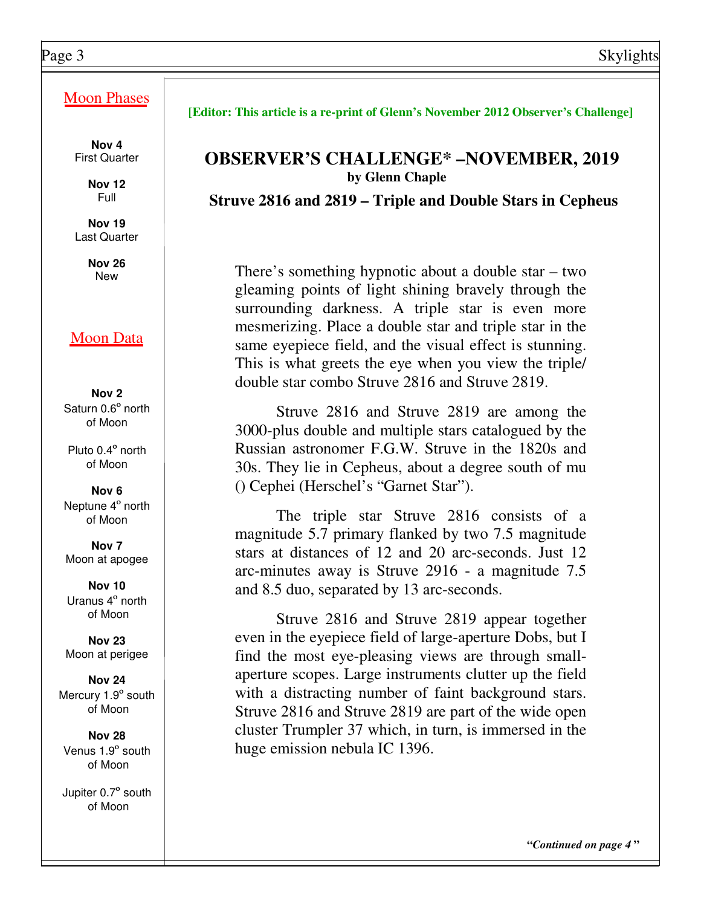## Moon Phases

**Nov 4**
First Quarter

**Nov 12**
Full

**Nov 19**
Last Quarter

**Nov 26**
New

## Moon Data

**Nov 2**
Saturn 0.6$^o$ north of Moon

Pluto 0.4$^o$ north of Moon

**Nov 6**
Neptune 4$^o$ north of Moon

**Nov 7**
Moon at apogee

**Nov 10**
Uranus 4$^o$ north of Moon

**Nov 23**
Moon at perigee

**Nov 24**
Mercury 1.9$^o$ south of Moon

**Nov 28**
Venus 1.9$^o$ south of Moon

Jupiter 0.7$^o$ south of Moon

**[Editor: This article is a re-print of Glenn's November 2012 Observer's Challenge]**

# OBSERVER'S CHALLENGE* –NOVEMBER, 2019

**by Glenn Chaple**

## Struve 2816 and 2819 – Triple and Double Stars in Cepheus

There's something hypnotic about a double star – two gleaming points of light shining bravely through the surrounding darkness. A triple star is even more mesmerizing. Place a double star and triple star in the same eyepiece field, and the visual effect is stunning. This is what greets the eye when you view the triple/ double star combo Struve 2816 and Struve 2819.

Struve 2816 and Struve 2819 are among the 3000-plus double and multiple stars catalogued by the Russian astronomer F.G.W. Struve in the 1820s and 30s. They lie in Cepheus, about a degree south of mu () Cephei (Herschel's "Garnet Star").

The triple star Struve 2816 consists of a magnitude 5.7 primary flanked by two 7.5 magnitude stars at distances of 12 and 20 arc-seconds. Just 12 arc-minutes away is Struve 2916 - a magnitude 7.5 and 8.5 duo, separated by 13 arc-seconds.

Struve 2816 and Struve 2819 appear together even in the eyepiece field of large-aperture Dobs, but I find the most eye-pleasing views are through small-aperture scopes. Large instruments clutter up the field with a distracting number of faint background stars. Struve 2816 and Struve 2819 are part of the wide open cluster Trumpler 37 which, in turn, is immersed in the huge emission nebula IC 1396.

*"Continued on page 4"*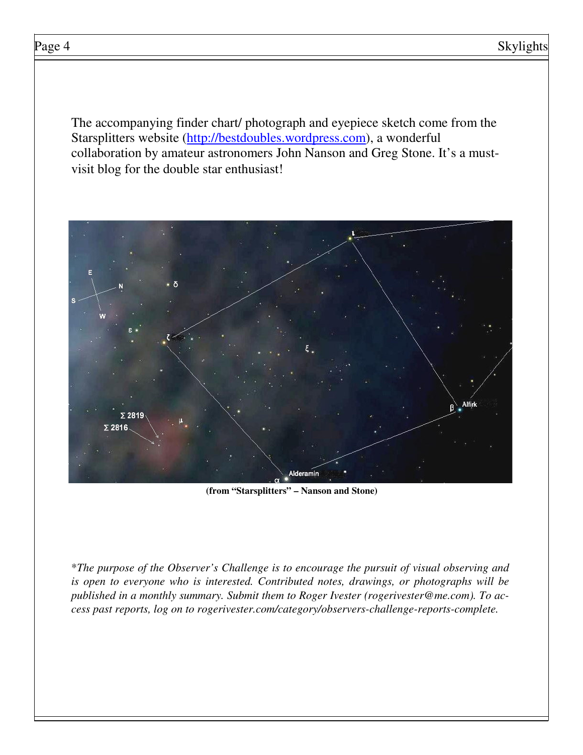The accompanying finder chart/ photograph and eyepiece sketch come from the Starsplitters website ([http://bestdoubles.wordpress.com](http://bestdoubles.wordpress.com)), a wonderful collaboration by amateur astronomers John Nanson and Greg Stone. It's a must-visit blog for the double star enthusiast!

**(from "Starsplitters" – Nanson and Stone)**

*\*The purpose of the Observer's Challenge is to encourage the pursuit of visual observing and is open to everyone who is interested. Contributed notes, drawings, or photographs will be published in a monthly summary. Submit them to Roger Ivester (rogerivester@me.com). To access past reports, log on to rogerivester.com/category/observers-challenge-reports-complete.*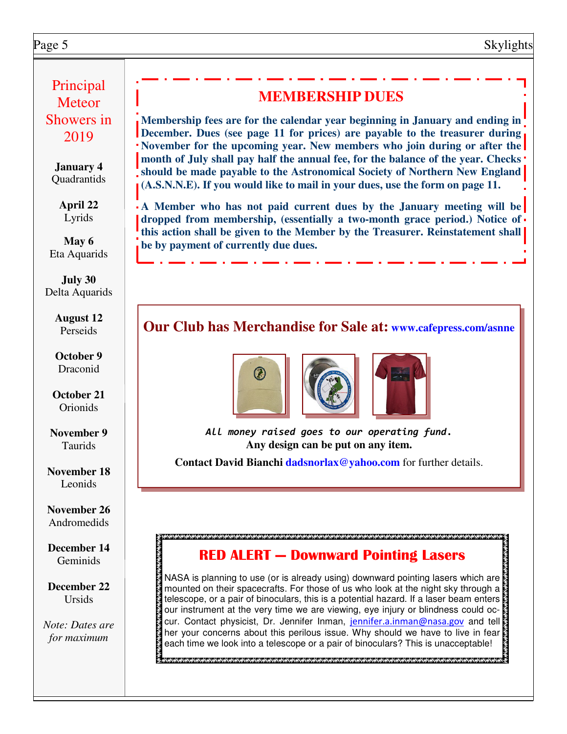## Principal Meteor Showers in 2019

**January 4**
Quadrantids

**April 22**
Lyrids

**May 6**
Eta Aquarids

**July 30**
Delta Aquarids

**August 12**
Perseids

**October 9**
Draconid

**October 21**
Orionids

**November 9**
Taurids

**November 18**
Leonids

**November 26**
Andromedids

**December 14**
Geminids

**December 22**
Ursids

*Note: Dates are for maximum*

## MEMBERSHIP DUES

**Membership fees are for the calendar year beginning in January and ending in December. Dues (see page 11 for prices) are payable to the treasurer during November for the upcoming year. New members who join during or after the month of July shall pay half the annual fee, for the balance of the year. Checks should be made payable to the Astronomical Society of Northern New England (A.S.N.N.E). If you would like to mail in your dues, use the form on page 11.**

**A Member who has not paid current dues by the January meeting will be dropped from membership, (essentially a two-month grace period.) Notice of this action shall be given to the Member by the Treasurer. Reinstatement shall be by payment of currently due dues.**

## Our Club has Merchandise for Sale at: www.cafepress.com/asnne

*All money raised goes to our operating fund.*

**Any design can be put on any item.**

**Contact David Bianchi dadsnorlax@yahoo.com** for further details.

## RED ALERT — Downward Pointing Lasers

NASA is planning to use (or is already using) downward pointing lasers which are mounted on their spacecrafts. For those of us who look at the night sky through a telescope, or a pair of binoculars, this is a potential hazard. If a laser beam enters our instrument at the very time we are viewing, eye injury or blindness could occur. Contact physicist, Dr. Jennifer Inman, jennifer.a.inman@nasa.gov and tell her your concerns about this perilous issue. Why should we have to live in fear each time we look into a telescope or a pair of binoculars? This is unacceptable!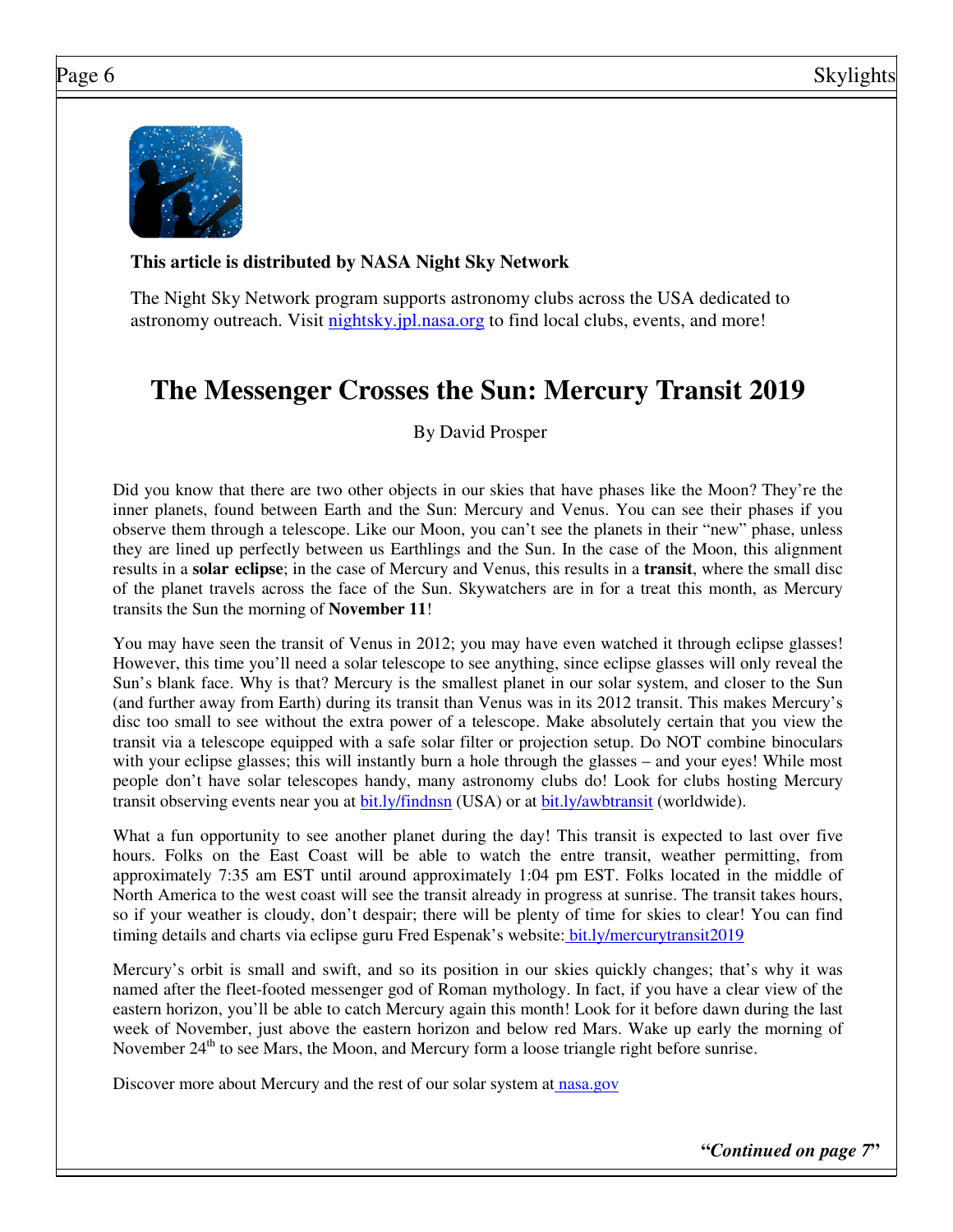**This article is distributed by NASA Night Sky Network**

The Night Sky Network program supports astronomy clubs across the USA dedicated to astronomy outreach. Visit [nightsky.jpl.nasa.org](nightsky.jpl.nasa.org) to find local clubs, events, and more!

# The Messenger Crosses the Sun: Mercury Transit 2019

By David Prosper

Did you know that there are two other objects in our skies that have phases like the Moon? They're the inner planets, found between Earth and the Sun: Mercury and Venus. You can see their phases if you observe them through a telescope. Like our Moon, you can't see the planets in their "new" phase, unless they are lined up perfectly between us Earthlings and the Sun. In the case of the Moon, this alignment results in a **solar eclipse**; in the case of Mercury and Venus, this results in a **transit**, where the small disc of the planet travels across the face of the Sun. Skywatchers are in for a treat this month, as Mercury transits the Sun the morning of **November 11**!

You may have seen the transit of Venus in 2012; you may have even watched it through eclipse glasses! However, this time you'll need a solar telescope to see anything, since eclipse glasses will only reveal the Sun's blank face. Why is that? Mercury is the smallest planet in our solar system, and closer to the Sun (and further away from Earth) during its transit than Venus was in its 2012 transit. This makes Mercury's disc too small to see without the extra power of a telescope. Make absolutely certain that you view the transit via a telescope equipped with a safe solar filter or projection setup. Do NOT combine binoculars with your eclipse glasses; this will instantly burn a hole through the glasses – and your eyes! While most people don't have solar telescopes handy, many astronomy clubs do! Look for clubs hosting Mercury transit observing events near you at [bit.ly/findnsn](bit.ly/findnsn) (USA) or at [bit.ly/awbtransit](bit.ly/awbtransit) (worldwide).

What a fun opportunity to see another planet during the day! This transit is expected to last over five hours. Folks on the East Coast will be able to watch the entre transit, weather permitting, from approximately 7:35 am EST until around approximately 1:04 pm EST. Folks located in the middle of North America to the west coast will see the transit already in progress at sunrise. The transit takes hours, so if your weather is cloudy, don't despair; there will be plenty of time for skies to clear! You can find timing details and charts via eclipse guru Fred Espenak's website: [bit.ly/mercurytransit2019](bit.ly/mercurytransit2019)

Mercury's orbit is small and swift, and so its position in our skies quickly changes; that's why it was named after the fleet-footed messenger god of Roman mythology. In fact, if you have a clear view of the eastern horizon, you'll be able to catch Mercury again this month! Look for it before dawn during the last week of November, just above the eastern horizon and below red Mars. Wake up early the morning of November 24th to see Mars, the Moon, and Mercury form a loose triangle right before sunrise.

Discover more about Mercury and the rest of our solar system at [nasa.gov](nasa.gov)

***"Continued on page 7"***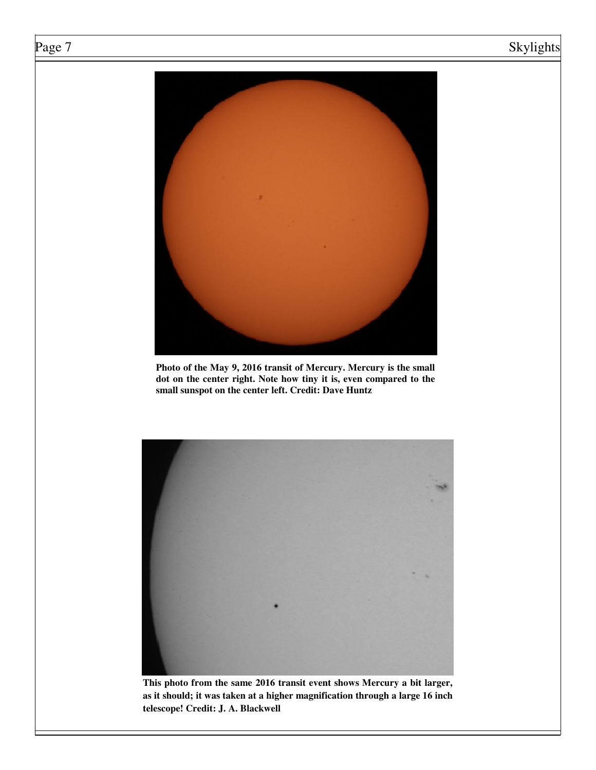**Photo of the May 9, 2016 transit of Mercury. Mercury is the small dot on the center right. Note how tiny it is, even compared to the small sunspot on the center left. Credit: Dave Huntz**

**This photo from the same 2016 transit event shows Mercury a bit larger, as it should; it was taken at a higher magnification through a large 16 inch telescope! Credit: J. A. Blackwell**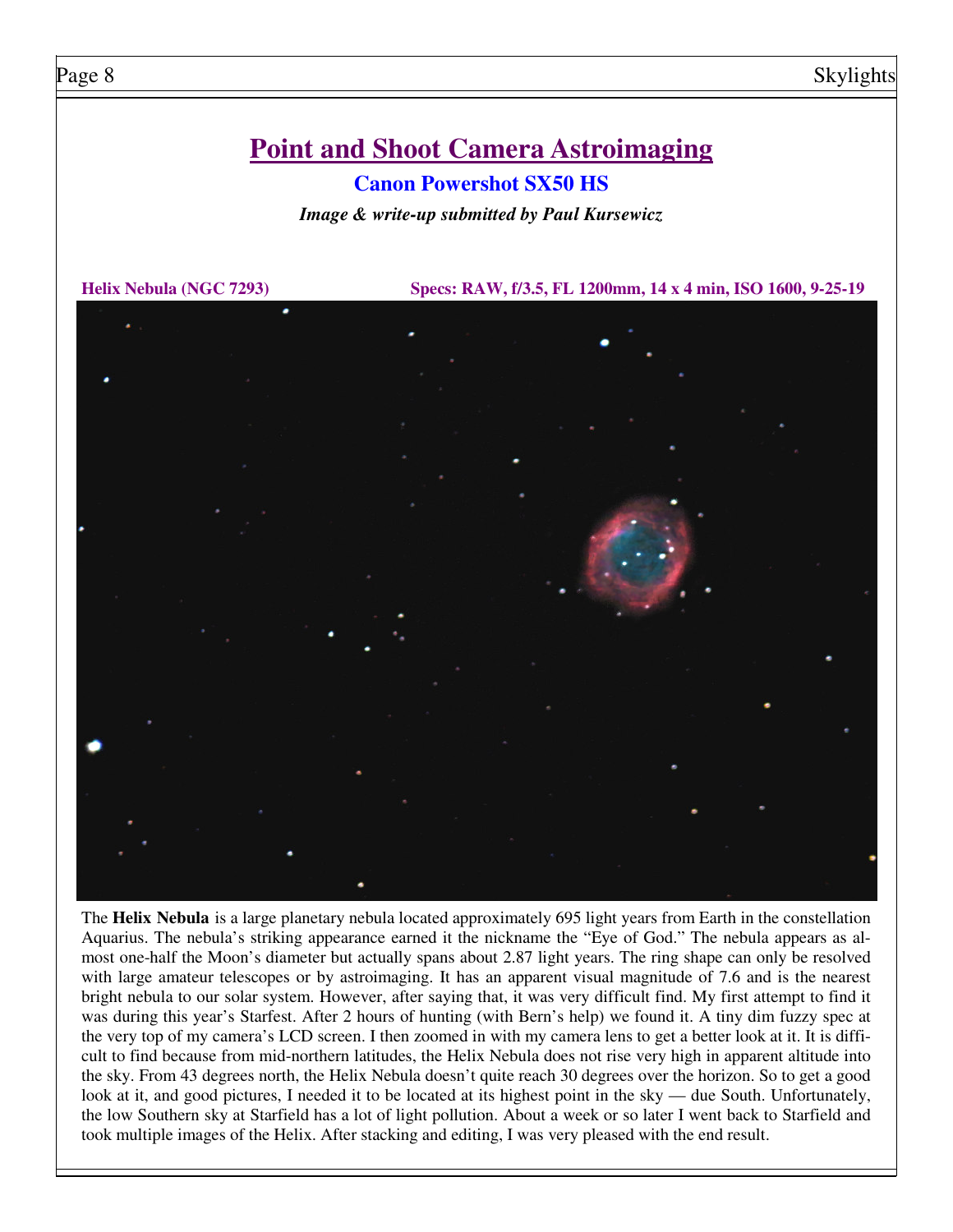# Point and Shoot Camera Astroimaging

## Canon Powershot SX50 HS

***Image & write-up submitted by Paul Kursewicz***

**Helix Nebula (NGC 7293)** **Specs: RAW, f/3.5, FL 1200mm, 14 x 4 min, ISO 1600, 9-25-19**

The **Helix Nebula** is a large planetary nebula located approximately 695 light years from Earth in the constellation Aquarius. The nebula's striking appearance earned it the nickname the "Eye of God." The nebula appears as almost one-half the Moon's diameter but actually spans about 2.87 light years. The ring shape can only be resolved with large amateur telescopes or by astroimaging. It has an apparent visual magnitude of 7.6 and is the nearest bright nebula to our solar system. However, after saying that, it was very difficult find. My first attempt to find it was during this year's Starfest. After 2 hours of hunting (with Bern's help) we found it. A tiny dim fuzzy spec at the very top of my camera's LCD screen. I then zoomed in with my camera lens to get a better look at it. It is difficult to find because from mid-northern latitudes, the Helix Nebula does not rise very high in apparent altitude into the sky. From 43 degrees north, the Helix Nebula doesn't quite reach 30 degrees over the horizon. So to get a good look at it, and good pictures, I needed it to be located at its highest point in the sky — due South. Unfortunately, the low Southern sky at Starfield has a lot of light pollution. About a week or so later I went back to Starfield and took multiple images of the Helix. After stacking and editing, I was very pleased with the end result.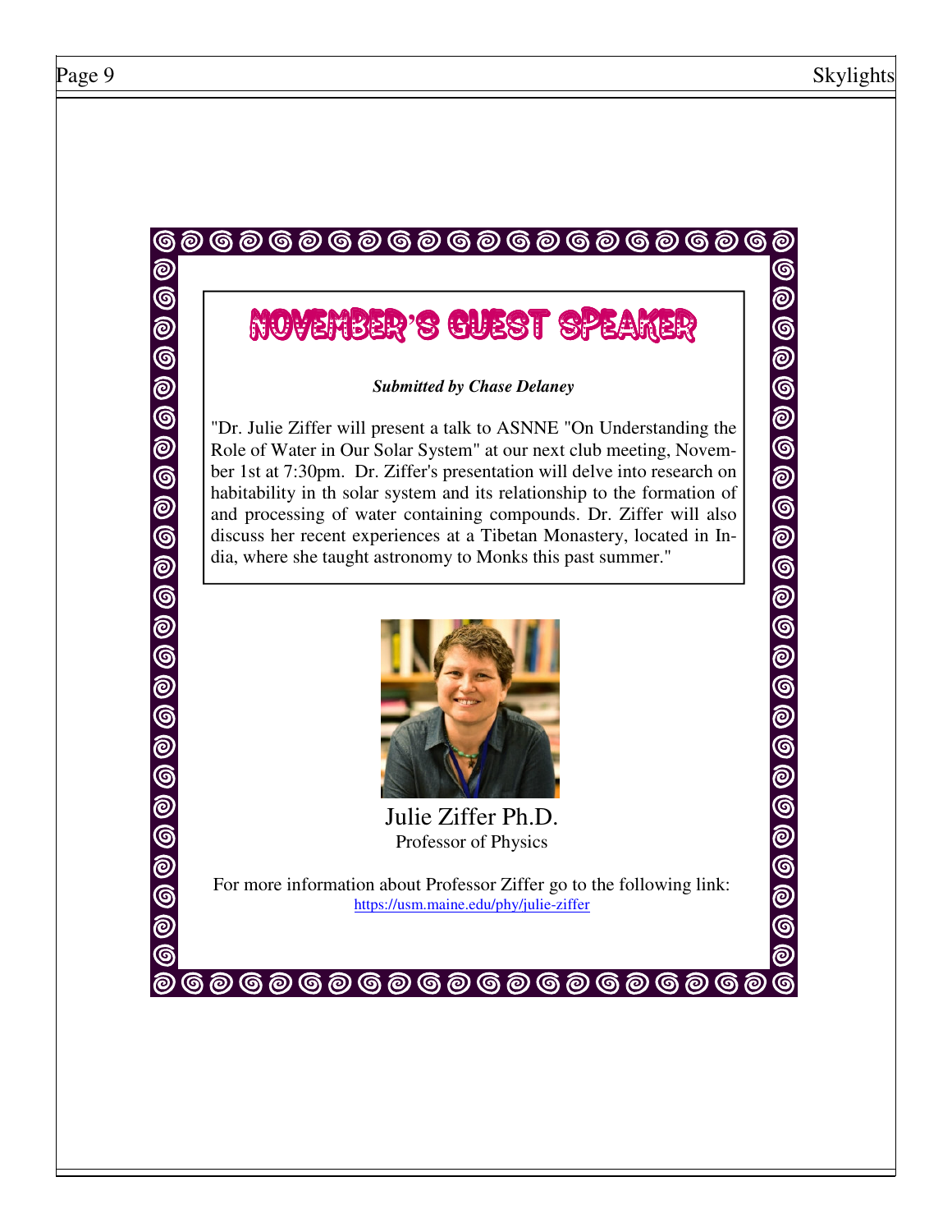# NOVEMBER'S GUEST SPEAKER

***Submitted by Chase Delaney***

"Dr. Julie Ziffer will present a talk to ASNNE "On Understanding the Role of Water in Our Solar System" at our next club meeting, November 1st at 7:30pm. Dr. Ziffer's presentation will delve into research on habitability in th solar system and its relationship to the formation of and processing of water containing compounds. Dr. Ziffer will also discuss her recent experiences at a Tibetan Monastery, located in India, where she taught astronomy to Monks this past summer."

Julie Ziffer Ph.D.
Professor of Physics

For more information about Professor Ziffer go to the following link:
https://usm.maine.edu/phy/julie-ziffer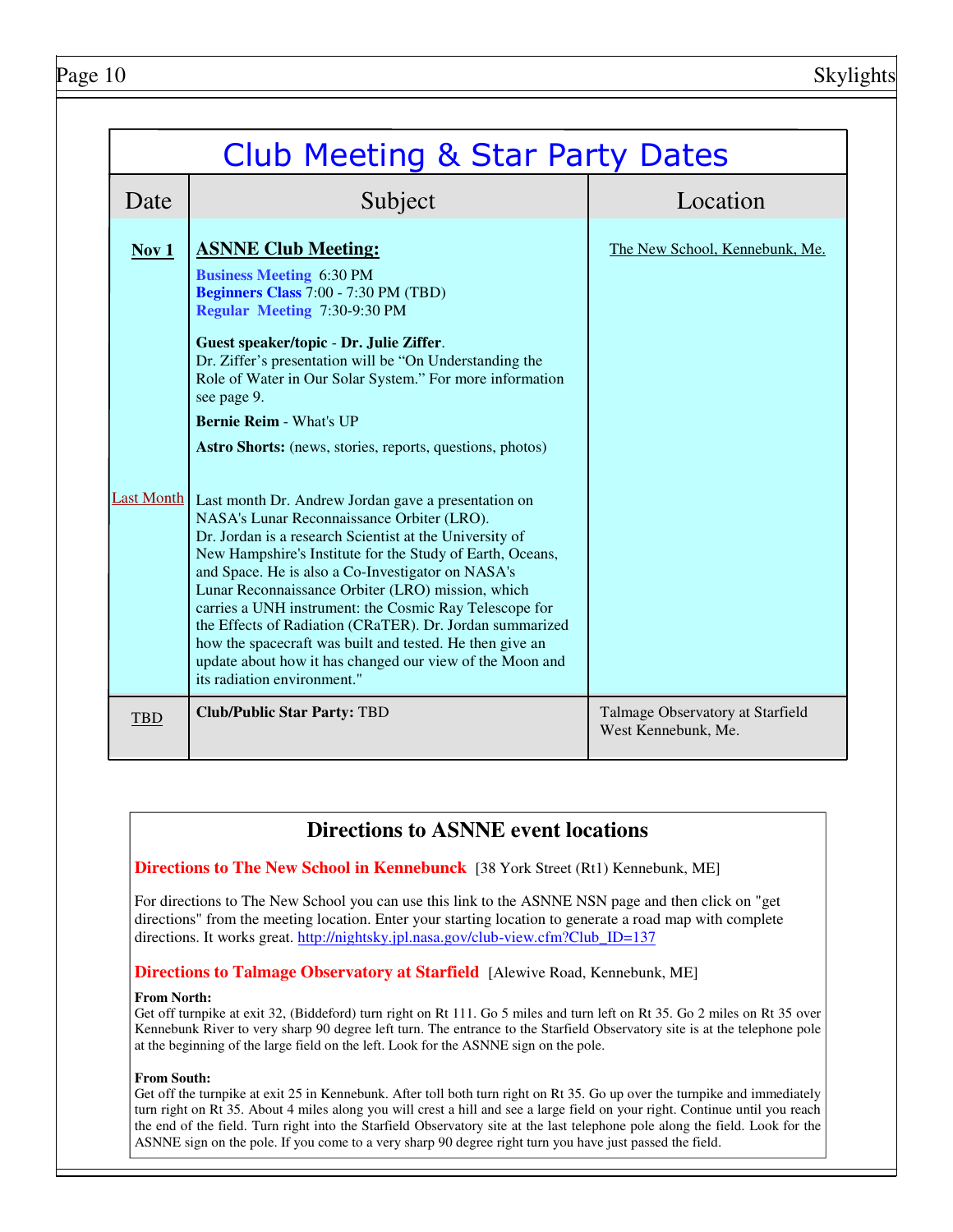# Club Meeting & Star Party Dates

| Date | Subject | Location |
|---|---|---|
| **Nov 1** | **ASNNE Club Meeting:**<br>**Business Meeting** 6:30 PM<br>**Beginners Class** 7:00 - 7:30 PM (TBD)<br>**Regular Meeting** 7:30-9:30 PM<br><br>**Guest speaker/topic** - **Dr. Julie Ziffer**.<br>Dr. Ziffer's presentation will be "On Understanding the Role of Water in Our Solar System." For more information see page 9.<br><br>**Bernie Reim** - What's UP<br><br>**Astro Shorts:** (news, stories, reports, questions, photos) | The New School, Kennebunk, Me. |
| Last Month | Last month Dr. Andrew Jordan gave a presentation on NASA's Lunar Reconnaissance Orbiter (LRO). Dr. Jordan is a research Scientist at the University of New Hampshire's Institute for the Study of Earth, Oceans, and Space. He is also a Co-Investigator on NASA's Lunar Reconnaissance Orbiter (LRO) mission, which carries a UNH instrument: the Cosmic Ray Telescope for the Effects of Radiation (CRaTER). Dr. Jordan summarized how the spacecraft was built and tested. He then give an update about how it has changed our view of the Moon and its radiation environment." | |
| TBD | **Club/Public Star Party:** TBD | Talmage Observatory at Starfield West Kennebunk, Me. |

## Directions to ASNNE event locations

**Directions to The New School in Kennebunck** [38 York Street (Rt1) Kennebunk, ME]

For directions to The New School you can use this link to the ASNNE NSN page and then click on "get directions" from the meeting location. Enter your starting location to generate a road map with complete directions. It works great. http://nightsky.jpl.nasa.gov/club-view.cfm?Club_ID=137

**Directions to Talmage Observatory at Starfield** [Alewive Road, Kennebunk, ME]

**From North:**
Get off turnpike at exit 32, (Biddeford) turn right on Rt 111. Go 5 miles and turn left on Rt 35. Go 2 miles on Rt 35 over Kennebunk River to very sharp 90 degree left turn. The entrance to the Starfield Observatory site is at the telephone pole at the beginning of the large field on the left. Look for the ASNNE sign on the pole.

**From South:**
Get off the turnpike at exit 25 in Kennebunk. After toll both turn right on Rt 35. Go up over the turnpike and immediately turn right on Rt 35. About 4 miles along you will crest a hill and see a large field on your right. Continue until you reach the end of the field. Turn right into the Starfield Observatory site at the last telephone pole along the field. Look for the ASNNE sign on the pole. If you come to a very sharp 90 degree right turn you have just passed the field.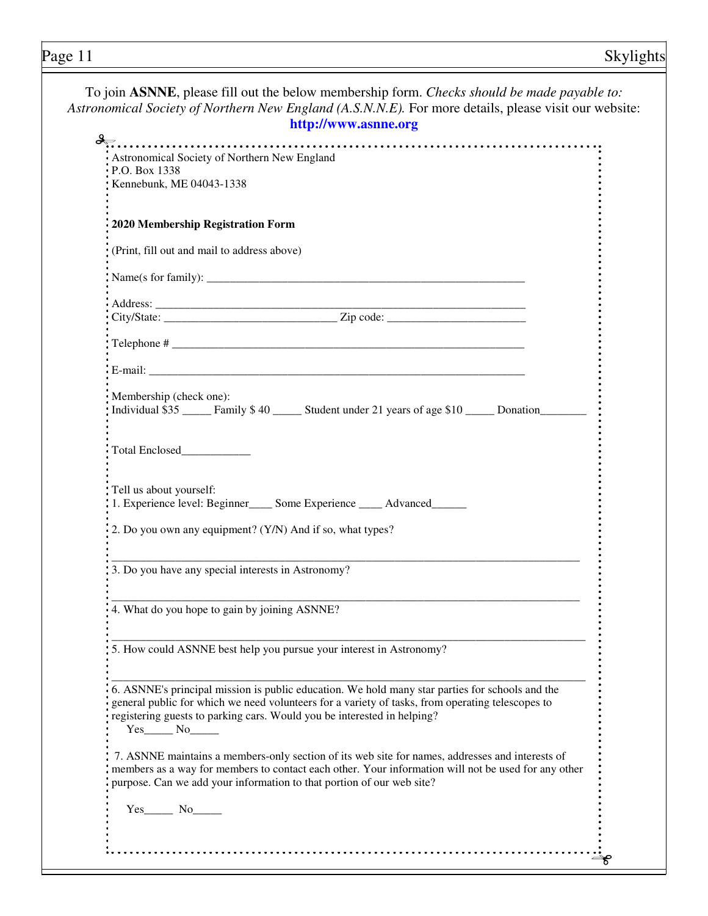To join **ASNNE**, please fill out the below membership form. *Checks should be made payable to: Astronomical Society of Northern New England (A.S.N.N.E).* For more details, please visit our website: **http://www.asnne.org**

Astronomical Society of Northern New England
P.O. Box 1338
Kennebunk, ME 04043-1338

**2020 Membership Registration Form**

(Print, fill out and mail to address above)

Name(s for family): ________________________________________________________

Address: ______________________________________________________________
City/State: _____________________________ Zip code: ________________________

Telephone # ____________________________________________________________

E-mail: ________________________________________________________________

Membership (check one):
Individual $35 _____ Family $ 40 _____ Student under 21 years of age $10 _____ Donation________

Total Enclosed____________

Tell us about yourself:
1. Experience level: Beginner____ Some Experience ____ Advanced______

2. Do you own any equipment? (Y/N) And if so, what types?

________________________________________________________________________________

3. Do you have any special interests in Astronomy?

________________________________________________________________________________

4. What do you hope to gain by joining ASNNE?

________________________________________________________________________________

5. How could ASNNE best help you pursue your interest in Astronomy?

________________________________________________________________________________

6. ASNNE's principal mission is public education. We hold many star parties for schools and the general public for which we need volunteers for a variety of tasks, from operating telescopes to registering guests to parking cars. Would you be interested in helping?
Yes_____ No_____

7. ASNNE maintains a members-only section of its web site for names, addresses and interests of members as a way for members to contact each other. Your information will not be used for any other purpose. Can we add your information to that portion of our web site?

Yes_____ No_____